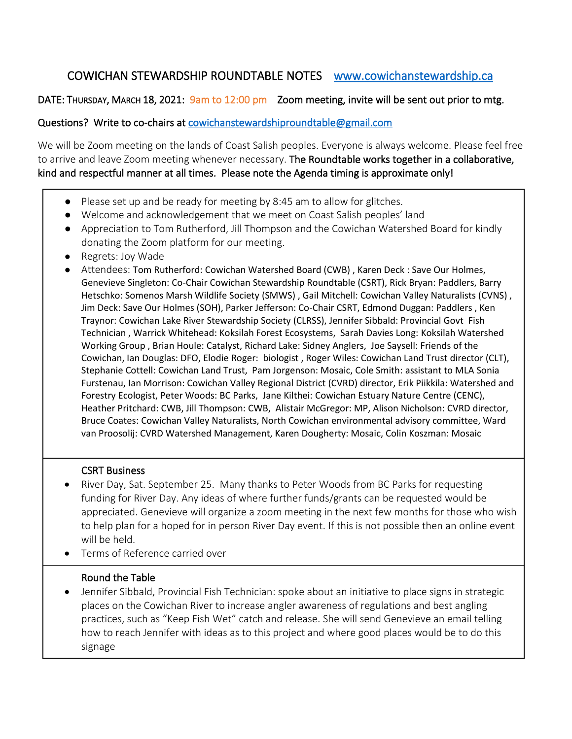# COWICHAN STEWARDSHIP ROUNDTABLE NOTES [www.cowichanstewardship.ca](http://www.cowichanstewardship.ca)

DATE: THURSDAY, MARCH 18, 2021: 9am to 12:00 pm  Zoom meeting, invite will be sent out prior to mtg.

Questions? Write to co-chairs at cowichanstewardshiproundtable@gmail.com

We will be Zoom meeting on the lands of Coast Salish peoples. Everyone is always welcome. Please feel free to arrive and leave Zoom meeting whenever necessary. **The Roundtable works together in a collaborative, kind and respectful manner at all times. Please note the Agenda timing is approximate only!**

- Please set up and be ready for meeting by 8:45 am to allow for glitches.
- Welcome and acknowledgement that we meet on Coast Salish peoples' land
- Appreciation to Tom Rutherford, Jill Thompson and the Cowichan Watershed Board for kindly donating the Zoom platform for our meeting.
- Regrets: Joy Wade
- Attendees: Tom Rutherford: Cowichan Watershed Board (CWB) , Karen Deck : Save Our Holmes, Genevieve Singleton: Co-Chair Cowichan Stewardship Roundtable (CSRT), Rick Bryan: Paddlers, Barry Hetschko: Somenos Marsh Wildlife Society (SMWS) , Gail Mitchell: Cowichan Valley Naturalists (CVNS) , Jim Deck: Save Our Holmes (SOH), Parker Jefferson: Co-Chair CSRT, Edmond Duggan: Paddlers , Ken Traynor: Cowichan Lake River Stewardship Society (CLRSS), Jennifer Sibbald: Provincial Govt Fish Technician , Warrick Whitehead: Koksilah Forest Ecosystems, Sarah Davies Long: Koksilah Watershed Working Group , Brian Houle: Catalyst, Richard Lake: Sidney Anglers, Joe Saysell: Friends of the Cowichan, Ian Douglas: DFO, Elodie Roger: biologist , Roger Wiles: Cowichan Land Trust director (CLT), Stephanie Cottell: Cowichan Land Trust, Pam Jorgenson: Mosaic, Cole Smith: assistant to MLA Sonia Furstenau, Ian Morrison: Cowichan Valley Regional District (CVRD) director, Erik Piikkila: Watershed and Forestry Ecologist, Peter Woods: BC Parks, Jane Kilthei: Cowichan Estuary Nature Centre (CENC), Heather Pritchard: CWB, Jill Thompson: CWB, Alistair McGregor: MP, Alison Nicholson: CVRD director, Bruce Coates: Cowichan Valley Naturalists, North Cowichan environmental advisory committee, Ward van Proosolij: CVRD Watershed Management, Karen Dougherty: Mosaic, Colin Koszman: Mosaic

## CSRT Business

- River Day, Sat. September 25. Many thanks to Peter Woods from BC Parks for requesting funding for River Day. Any ideas of where further funds/grants can be requested would be appreciated. Genevieve will organize a zoom meeting in the next few months for those who wish to help plan for a hoped for in person River Day event. If this is not possible then an online event will be held.
- Terms of Reference carried over

## Round the Table

- Jennifer Sibbald, Provincial Fish Technician: spoke about an initiative to place signs in strategic places on the Cowichan River to increase angler awareness of regulations and best angling practices, such as "Keep Fish Wet" catch and release. She will send Genevieve an email telling how to reach Jennifer with ideas as to this project and where good places would be to do this signage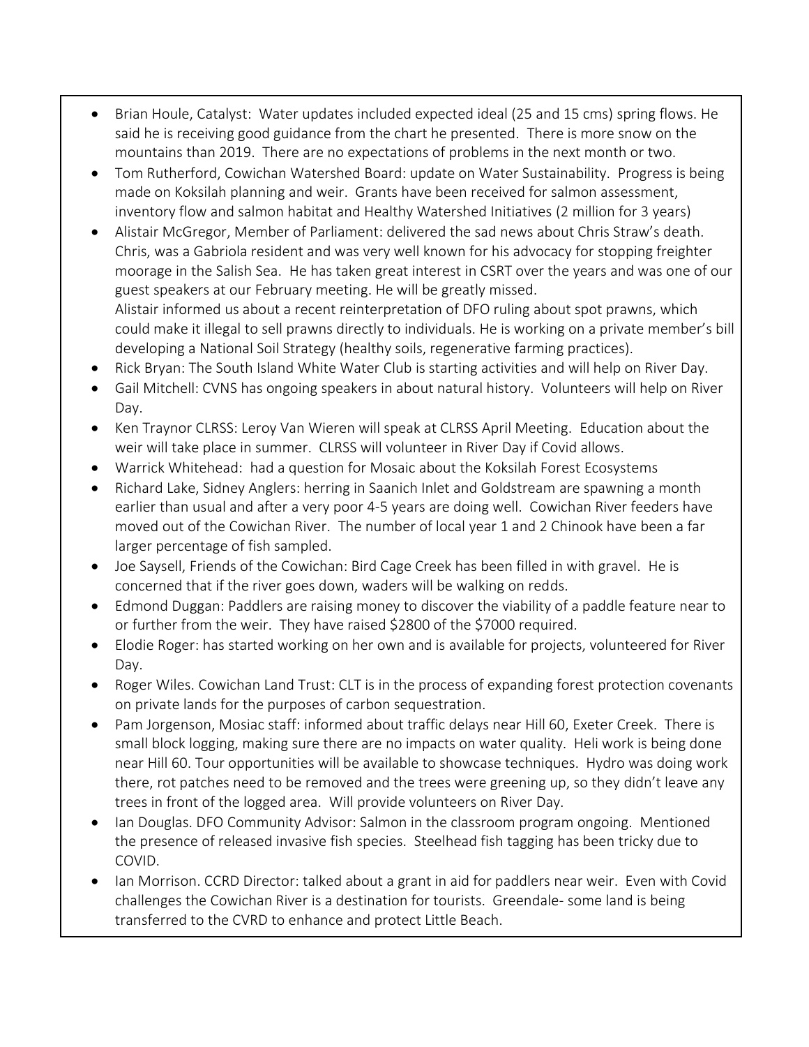- Brian Houle, Catalyst: Water updates included expected ideal (25 and 15 cms) spring flows. He said he is receiving good guidance from the chart he presented. There is more snow on the mountains than 2019. There are no expectations of problems in the next month or two.
- Tom Rutherford, Cowichan Watershed Board: update on Water Sustainability. Progress is being made on Koksilah planning and weir. Grants have been received for salmon assessment, inventory flow and salmon habitat and Healthy Watershed Initiatives (2 million for 3 years)
- Alistair McGregor, Member of Parliament: delivered the sad news about Chris Straw's death. Chris, was a Gabriola resident and was very well known for his advocacy for stopping freighter moorage in the Salish Sea. He has taken great interest in CSRT over the years and was one of our guest speakers at our February meeting. He will be greatly missed.
  Alistair informed us about a recent reinterpretation of DFO ruling about spot prawns, which could make it illegal to sell prawns directly to individuals. He is working on a private member's bill developing a National Soil Strategy (healthy soils, regenerative farming practices).
- Rick Bryan: The South Island White Water Club is starting activities and will help on River Day.
- Gail Mitchell: CVNS has ongoing speakers in about natural history. Volunteers will help on River Day.
- Ken Traynor CLRSS: Leroy Van Wieren will speak at CLRSS April Meeting. Education about the weir will take place in summer. CLRSS will volunteer in River Day if Covid allows.
- Warrick Whitehead: had a question for Mosaic about the Koksilah Forest Ecosystems
- Richard Lake, Sidney Anglers: herring in Saanich Inlet and Goldstream are spawning a month earlier than usual and after a very poor 4-5 years are doing well. Cowichan River feeders have moved out of the Cowichan River. The number of local year 1 and 2 Chinook have been a far larger percentage of fish sampled.
- Joe Saysell, Friends of the Cowichan: Bird Cage Creek has been filled in with gravel. He is concerned that if the river goes down, waders will be walking on redds.
- Edmond Duggan: Paddlers are raising money to discover the viability of a paddle feature near to or further from the weir. They have raised $2800 of the $7000 required.
- Elodie Roger: has started working on her own and is available for projects, volunteered for River Day.
- Roger Wiles. Cowichan Land Trust: CLT is in the process of expanding forest protection covenants on private lands for the purposes of carbon sequestration.
- Pam Jorgenson, Mosiac staff: informed about traffic delays near Hill 60, Exeter Creek. There is small block logging, making sure there are no impacts on water quality. Heli work is being done near Hill 60. Tour opportunities will be available to showcase techniques. Hydro was doing work there, rot patches need to be removed and the trees were greening up, so they didn't leave any trees in front of the logged area. Will provide volunteers on River Day.
- Ian Douglas. DFO Community Advisor: Salmon in the classroom program ongoing. Mentioned the presence of released invasive fish species. Steelhead fish tagging has been tricky due to COVID.
- Ian Morrison. CCRD Director: talked about a grant in aid for paddlers near weir. Even with Covid challenges the Cowichan River is a destination for tourists. Greendale- some land is being transferred to the CVRD to enhance and protect Little Beach.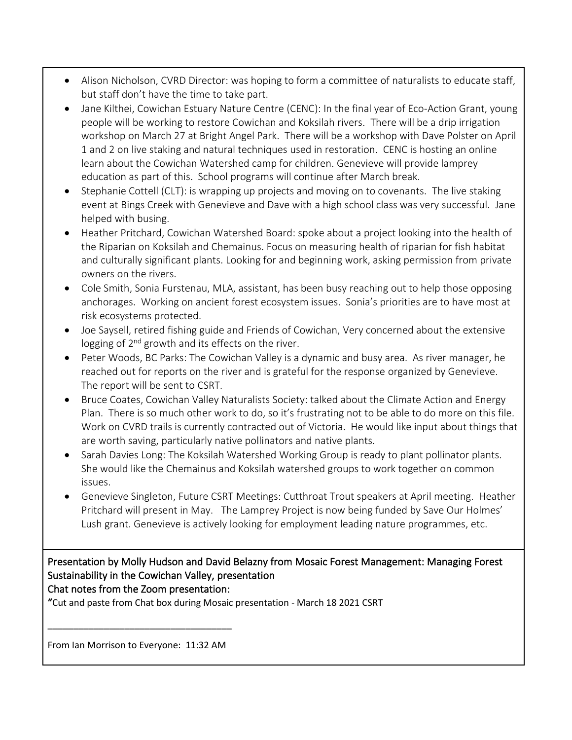- Alison Nicholson, CVRD Director: was hoping to form a committee of naturalists to educate staff, but staff don't have the time to take part.
- Jane Kilthei, Cowichan Estuary Nature Centre (CENC): In the final year of Eco-Action Grant, young people will be working to restore Cowichan and Koksilah rivers. There will be a drip irrigation workshop on March 27 at Bright Angel Park. There will be a workshop with Dave Polster on April 1 and 2 on live staking and natural techniques used in restoration. CENC is hosting an online learn about the Cowichan Watershed camp for children. Genevieve will provide lamprey education as part of this. School programs will continue after March break.
- Stephanie Cottell (CLT): is wrapping up projects and moving on to covenants. The live staking event at Bings Creek with Genevieve and Dave with a high school class was very successful. Jane helped with busing.
- Heather Pritchard, Cowichan Watershed Board: spoke about a project looking into the health of the Riparian on Koksilah and Chemainus. Focus on measuring health of riparian for fish habitat and culturally significant plants. Looking for and beginning work, asking permission from private owners on the rivers.
- Cole Smith, Sonia Furstenau, MLA, assistant, has been busy reaching out to help those opposing anchorages. Working on ancient forest ecosystem issues. Sonia's priorities are to have most at risk ecosystems protected.
- Joe Saysell, retired fishing guide and Friends of Cowichan, Very concerned about the extensive logging of 2nd growth and its effects on the river.
- Peter Woods, BC Parks: The Cowichan Valley is a dynamic and busy area. As river manager, he reached out for reports on the river and is grateful for the response organized by Genevieve. The report will be sent to CSRT.
- Bruce Coates, Cowichan Valley Naturalists Society: talked about the Climate Action and Energy Plan. There is so much other work to do, so it's frustrating not to be able to do more on this file. Work on CVRD trails is currently contracted out of Victoria. He would like input about things that are worth saving, particularly native pollinators and native plants.
- Sarah Davies Long: The Koksilah Watershed Working Group is ready to plant pollinator plants. She would like the Chemainus and Koksilah watershed groups to work together on common issues.
- Genevieve Singleton, Future CSRT Meetings: Cutthroat Trout speakers at April meeting. Heather Pritchard will present in May. The Lamprey Project is now being funded by Save Our Holmes' Lush grant. Genevieve is actively looking for employment leading nature programmes, etc.

Presentation by Molly Hudson and David Belazny from Mosaic Forest Management: Managing Forest Sustainability in the Cowichan Valley, presentation

Chat notes from the Zoom presentation:

"Cut and paste from Chat box during Mosaic presentation - March 18 2021 CSRT

___________________________________

From Ian Morrison to Everyone: 11:32 AM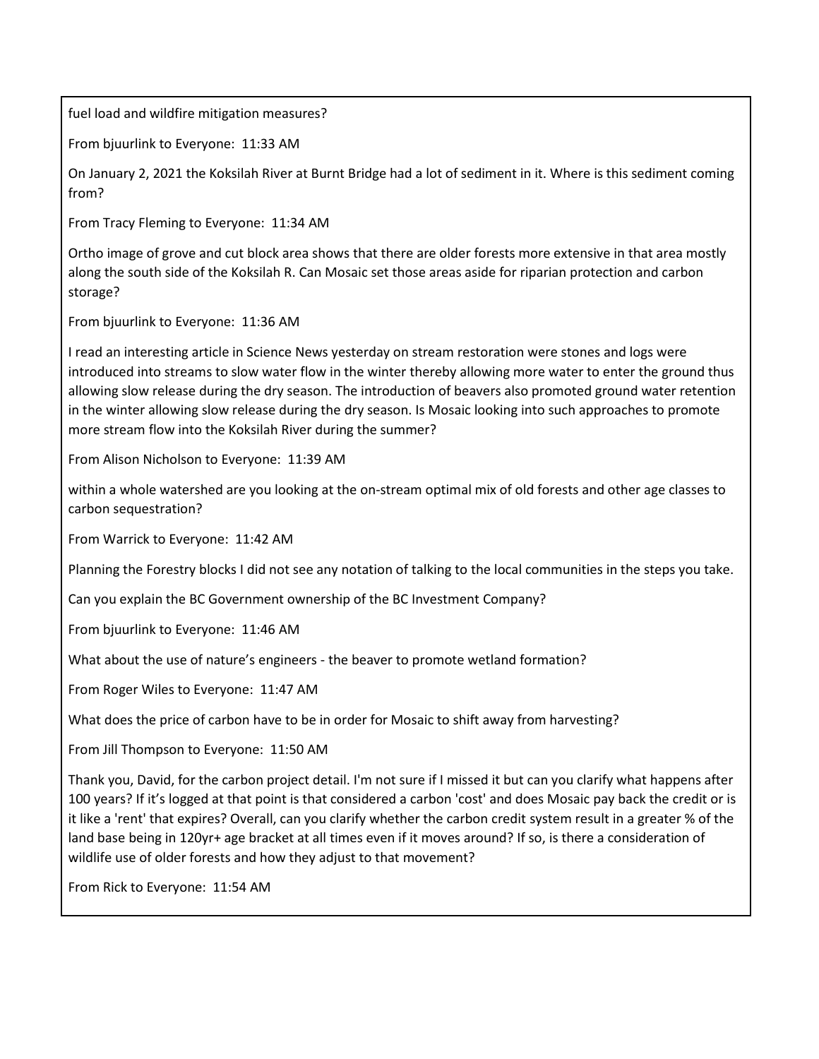fuel load and wildfire mitigation measures?

From bjuurlink to Everyone:  11:33 AM

On January 2, 2021 the Koksilah River at Burnt Bridge had a lot of sediment in it. Where is this sediment coming from?

From Tracy Fleming to Everyone:  11:34 AM

Ortho image of grove and cut block area shows that there are older forests more extensive in that area mostly along the south side of the Koksilah R. Can Mosaic set those areas aside for riparian protection and carbon storage?

From bjuurlink to Everyone:  11:36 AM

I read an interesting article in Science News yesterday on stream restoration were stones and logs were introduced into streams to slow water flow in the winter thereby allowing more water to enter the ground thus allowing slow release during the dry season. The introduction of beavers also promoted ground water retention in the winter allowing slow release during the dry season. Is Mosaic looking into such approaches to promote more stream flow into the Koksilah River during the summer?

From Alison Nicholson to Everyone:  11:39 AM

within a whole watershed are you looking at the on-stream optimal mix of old forests and other age classes to carbon sequestration?

From Warrick to Everyone:  11:42 AM

Planning the Forestry blocks I did not see any notation of talking to the local communities in the steps you take.

Can you explain the BC Government ownership of the BC Investment Company?

From bjuurlink to Everyone:  11:46 AM

What about the use of nature's engineers - the beaver to promote wetland formation?

From Roger Wiles to Everyone:  11:47 AM

What does the price of carbon have to be in order for Mosaic to shift away from harvesting?

From Jill Thompson to Everyone:  11:50 AM

Thank you, David, for the carbon project detail. I'm not sure if I missed it but can you clarify what happens after 100 years? If it's logged at that point is that considered a carbon 'cost' and does Mosaic pay back the credit or is it like a 'rent' that expires? Overall, can you clarify whether the carbon credit system result in a greater % of the land base being in 120yr+ age bracket at all times even if it moves around? If so, is there a consideration of wildlife use of older forests and how they adjust to that movement?

From Rick to Everyone:  11:54 AM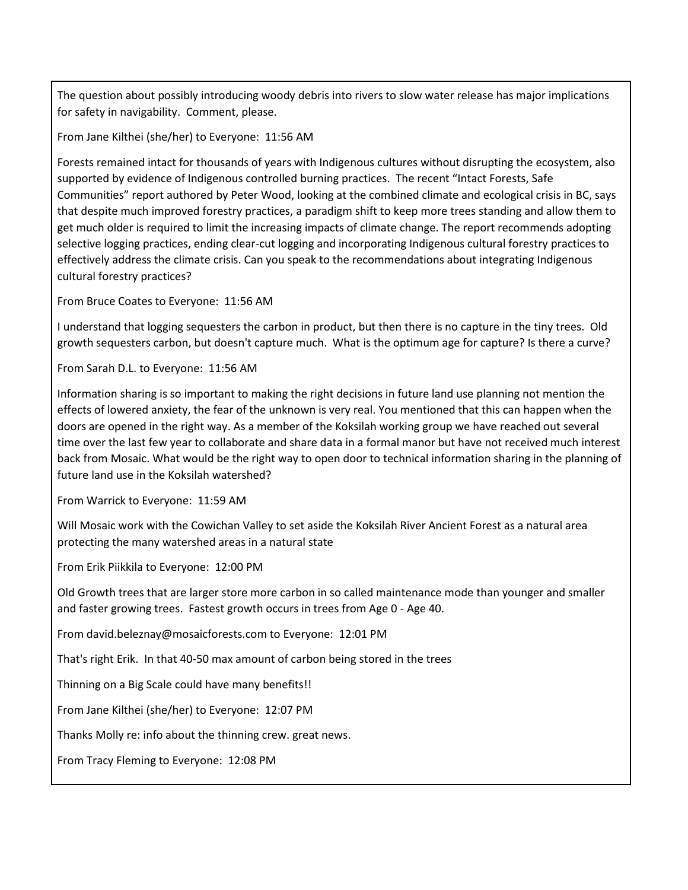The question about possibly introducing woody debris into rivers to slow water release has major implications for safety in navigability. Comment, please.

From Jane Kilthei (she/her) to Everyone: 11:56 AM

Forests remained intact for thousands of years with Indigenous cultures without disrupting the ecosystem, also supported by evidence of Indigenous controlled burning practices. The recent "Intact Forests, Safe Communities" report authored by Peter Wood, looking at the combined climate and ecological crisis in BC, says that despite much improved forestry practices, a paradigm shift to keep more trees standing and allow them to get much older is required to limit the increasing impacts of climate change. The report recommends adopting selective logging practices, ending clear-cut logging and incorporating Indigenous cultural forestry practices to effectively address the climate crisis. Can you speak to the recommendations about integrating Indigenous cultural forestry practices?

From Bruce Coates to Everyone: 11:56 AM

I understand that logging sequesters the carbon in product, but then there is no capture in the tiny trees. Old growth sequesters carbon, but doesn't capture much. What is the optimum age for capture? Is there a curve?

From Sarah D.L. to Everyone: 11:56 AM

Information sharing is so important to making the right decisions in future land use planning not mention the effects of lowered anxiety, the fear of the unknown is very real. You mentioned that this can happen when the doors are opened in the right way. As a member of the Koksilah working group we have reached out several time over the last few year to collaborate and share data in a formal manor but have not received much interest back from Mosaic. What would be the right way to open door to technical information sharing in the planning of future land use in the Koksilah watershed?

From Warrick to Everyone: 11:59 AM

Will Mosaic work with the Cowichan Valley to set aside the Koksilah River Ancient Forest as a natural area protecting the many watershed areas in a natural state

From Erik Piikkila to Everyone: 12:00 PM

Old Growth trees that are larger store more carbon in so called maintenance mode than younger and smaller and faster growing trees. Fastest growth occurs in trees from Age 0 - Age 40.

From david.beleznay@mosaicforests.com to Everyone: 12:01 PM

That's right Erik. In that 40-50 max amount of carbon being stored in the trees

Thinning on a Big Scale could have many benefits!!

From Jane Kilthei (she/her) to Everyone: 12:07 PM

Thanks Molly re: info about the thinning crew. great news.

From Tracy Fleming to Everyone: 12:08 PM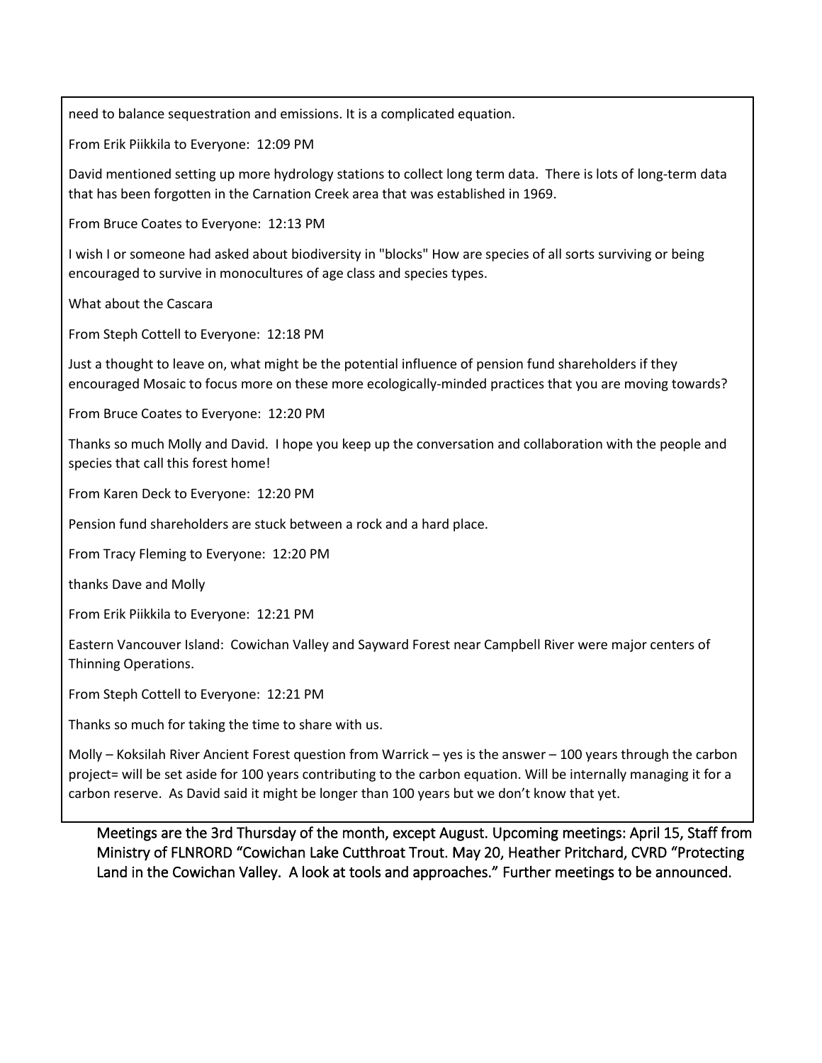need to balance sequestration and emissions. It is a complicated equation.

From Erik Piikkila to Everyone: 12:09 PM

David mentioned setting up more hydrology stations to collect long term data. There is lots of long-term data that has been forgotten in the Carnation Creek area that was established in 1969.

From Bruce Coates to Everyone: 12:13 PM

I wish I or someone had asked about biodiversity in "blocks" How are species of all sorts surviving or being encouraged to survive in monocultures of age class and species types.

What about the Cascara

From Steph Cottell to Everyone: 12:18 PM

Just a thought to leave on, what might be the potential influence of pension fund shareholders if they encouraged Mosaic to focus more on these more ecologically-minded practices that you are moving towards?

From Bruce Coates to Everyone: 12:20 PM

Thanks so much Molly and David. I hope you keep up the conversation and collaboration with the people and species that call this forest home!

From Karen Deck to Everyone: 12:20 PM

Pension fund shareholders are stuck between a rock and a hard place.

From Tracy Fleming to Everyone: 12:20 PM

thanks Dave and Molly

From Erik Piikkila to Everyone: 12:21 PM

Eastern Vancouver Island: Cowichan Valley and Sayward Forest near Campbell River were major centers of Thinning Operations.

From Steph Cottell to Everyone: 12:21 PM

Thanks so much for taking the time to share with us.

Molly – Koksilah River Ancient Forest question from Warrick – yes is the answer – 100 years through the carbon project= will be set aside for 100 years contributing to the carbon equation. Will be internally managing it for a carbon reserve. As David said it might be longer than 100 years but we don't know that yet.

Meetings are the 3rd Thursday of the month, except August. Upcoming meetings: April 15, Staff from Ministry of FLNRORD "Cowichan Lake Cutthroat Trout. May 20, Heather Pritchard, CVRD "Protecting Land in the Cowichan Valley. A look at tools and approaches." Further meetings to be announced.